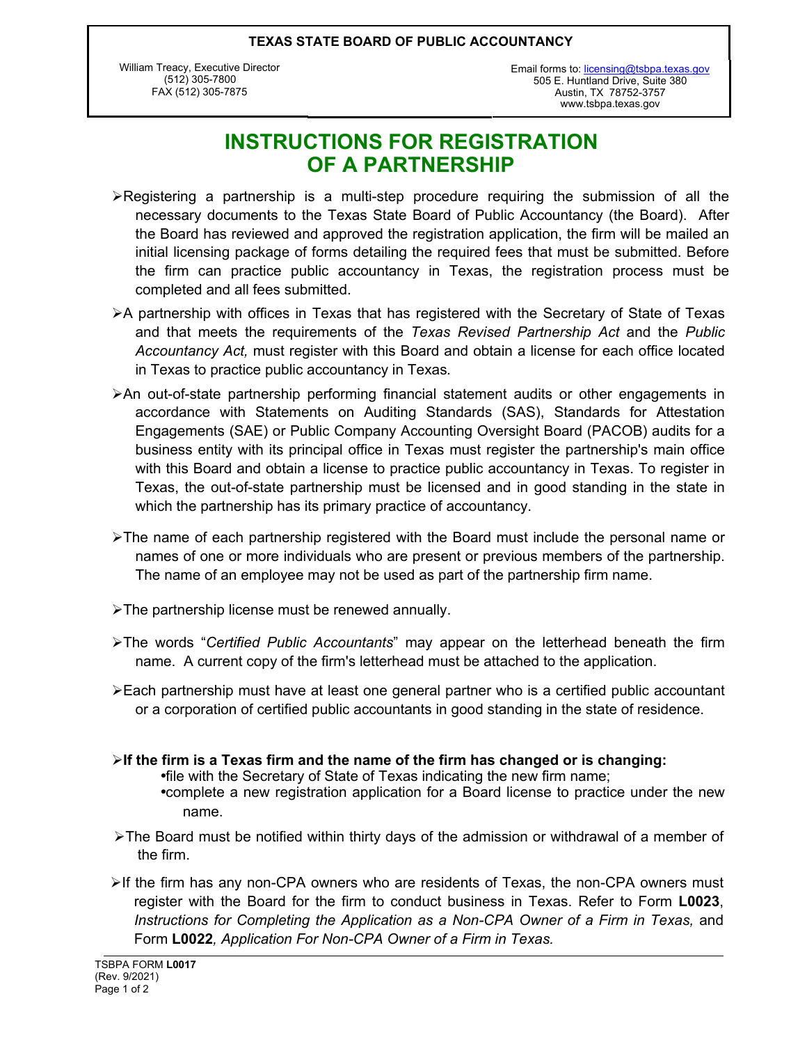**TEXAS STATE BOARD OF PUBLIC ACCOUNTANCY**

William Treacy, Executive Director
(512) 305-7800
FAX (512) 305-7875

Email forms to: licensing@tsbpa.texas.gov
505 E. Huntland Drive, Suite 380
Austin, TX 78752-3757
www.tsbpa.texas.gov

# INSTRUCTIONS FOR REGISTRATION OF A PARTNERSHIP

- Registering a partnership is a multi-step procedure requiring the submission of all the necessary documents to the Texas State Board of Public Accountancy (the Board). After the Board has reviewed and approved the registration application, the firm will be mailed an initial licensing package of forms detailing the required fees that must be submitted. Before the firm can practice public accountancy in Texas, the registration process must be completed and all fees submitted.
- A partnership with offices in Texas that has registered with the Secretary of State of Texas and that meets the requirements of the *Texas Revised Partnership Act* and the *Public Accountancy Act,* must register with this Board and obtain a license for each office located in Texas to practice public accountancy in Texas.
- An out-of-state partnership performing financial statement audits or other engagements in accordance with Statements on Auditing Standards (SAS), Standards for Attestation Engagements (SAE) or Public Company Accounting Oversight Board (PACOB) audits for a business entity with its principal office in Texas must register the partnership's main office with this Board and obtain a license to practice public accountancy in Texas. To register in Texas, the out-of-state partnership must be licensed and in good standing in the state in which the partnership has its primary practice of accountancy.
- The name of each partnership registered with the Board must include the personal name or names of one or more individuals who are present or previous members of the partnership. The name of an employee may not be used as part of the partnership firm name.
- The partnership license must be renewed annually.
- The words "*Certified Public Accountants*" may appear on the letterhead beneath the firm name. A current copy of the firm's letterhead must be attached to the application.
- Each partnership must have at least one general partner who is a certified public accountant or a corporation of certified public accountants in good standing in the state of residence.
- **If the firm is a Texas firm and the name of the firm has changed or is changing:**
  - file with the Secretary of State of Texas indicating the new firm name;
  - complete a new registration application for a Board license to practice under the new name.
- The Board must be notified within thirty days of the admission or withdrawal of a member of the firm.
- If the firm has any non-CPA owners who are residents of Texas, the non-CPA owners must register with the Board for the firm to conduct business in Texas. Refer to Form **L0023**, *Instructions for Completing the Application as a Non-CPA Owner of a Firm in Texas,* and Form **L0022***, Application For Non-CPA Owner of a Firm in Texas.*

TSBPA FORM **L0017**
(Rev. 9/2021)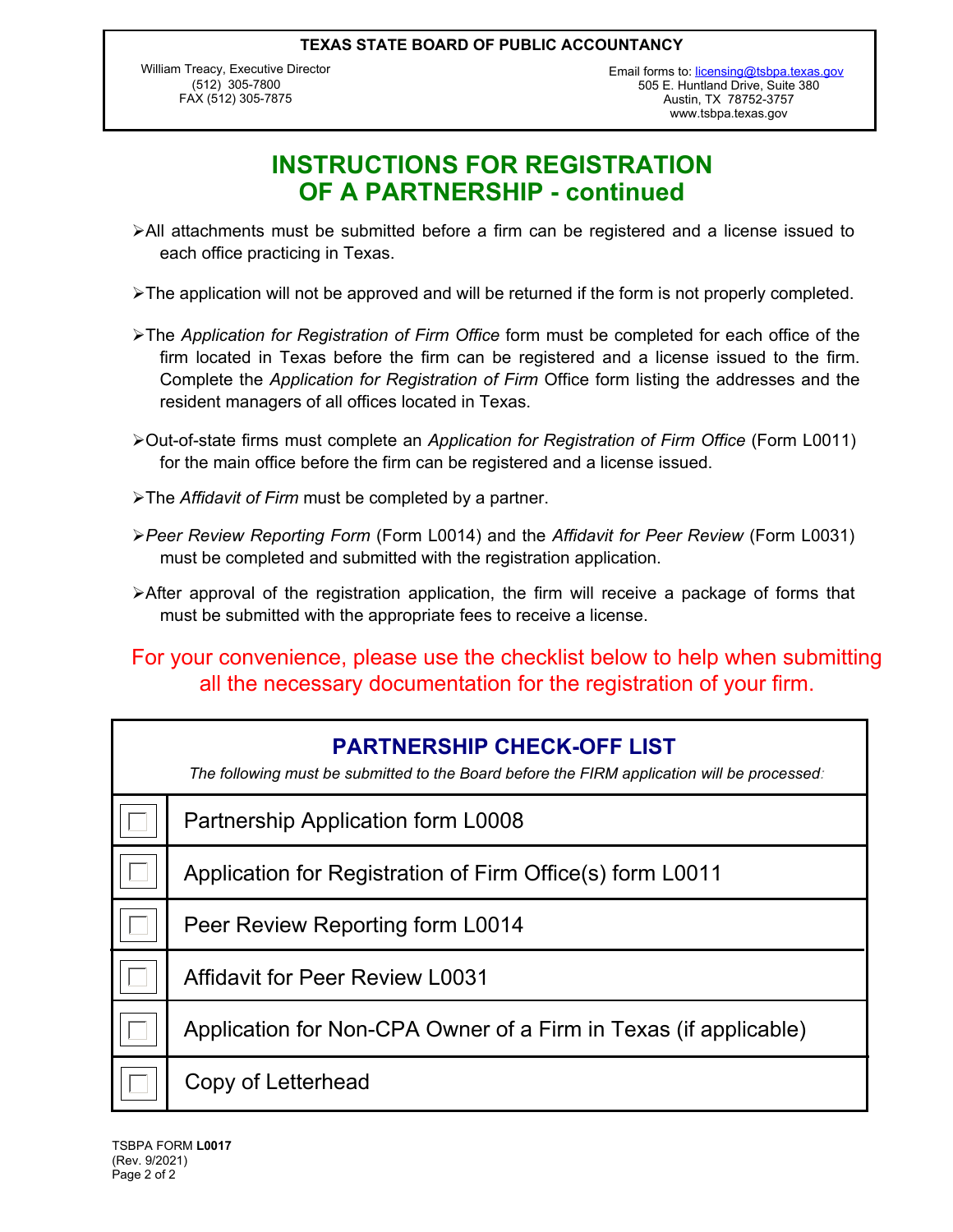**TEXAS STATE BOARD OF PUBLIC ACCOUNTANCY**

William Treacy, Executive Director
(512) 305-7800
FAX (512) 305-7875

Email forms to: licensing@tsbpa.texas.gov
505 E. Huntland Drive, Suite 380
Austin, TX 78752-3757
www.tsbpa.texas.gov

# INSTRUCTIONS FOR REGISTRATION OF A PARTNERSHIP - continued

- All attachments must be submitted before a firm can be registered and a license issued to each office practicing in Texas.
- The application will not be approved and will be returned if the form is not properly completed.
- The *Application for Registration of Firm Office* form must be completed for each office of the firm located in Texas before the firm can be registered and a license issued to the firm. Complete the *Application for Registration of Firm* Office form listing the addresses and the resident managers of all offices located in Texas.
- Out-of-state firms must complete an *Application for Registration of Firm Office* (Form L0011) for the main office before the firm can be registered and a license issued.
- The *Affidavit of Firm* must be completed by a partner.
- *Peer Review Reporting Form* (Form L0014) and the *Affidavit for Peer Review* (Form L0031) must be completed and submitted with the registration application.
- After approval of the registration application, the firm will receive a package of forms that must be submitted with the appropriate fees to receive a license.

For your convenience, please use the checklist below to help when submitting all the necessary documentation for the registration of your firm.

## PARTNERSHIP CHECK-OFF LIST

*The following must be submitted to the Board before the FIRM application will be processed:*

| | |
|---|---|
| ☐ | Partnership Application form L0008 |
| ☐ | Application for Registration of Firm Office(s) form L0011 |
| ☐ | Peer Review Reporting form L0014 |
| ☐ | Affidavit for Peer Review L0031 |
| ☐ | Application for Non-CPA Owner of a Firm in Texas (if applicable) |
| ☐ | Copy of Letterhead |

TSBPA FORM **L0017**
(Rev. 9/2021)